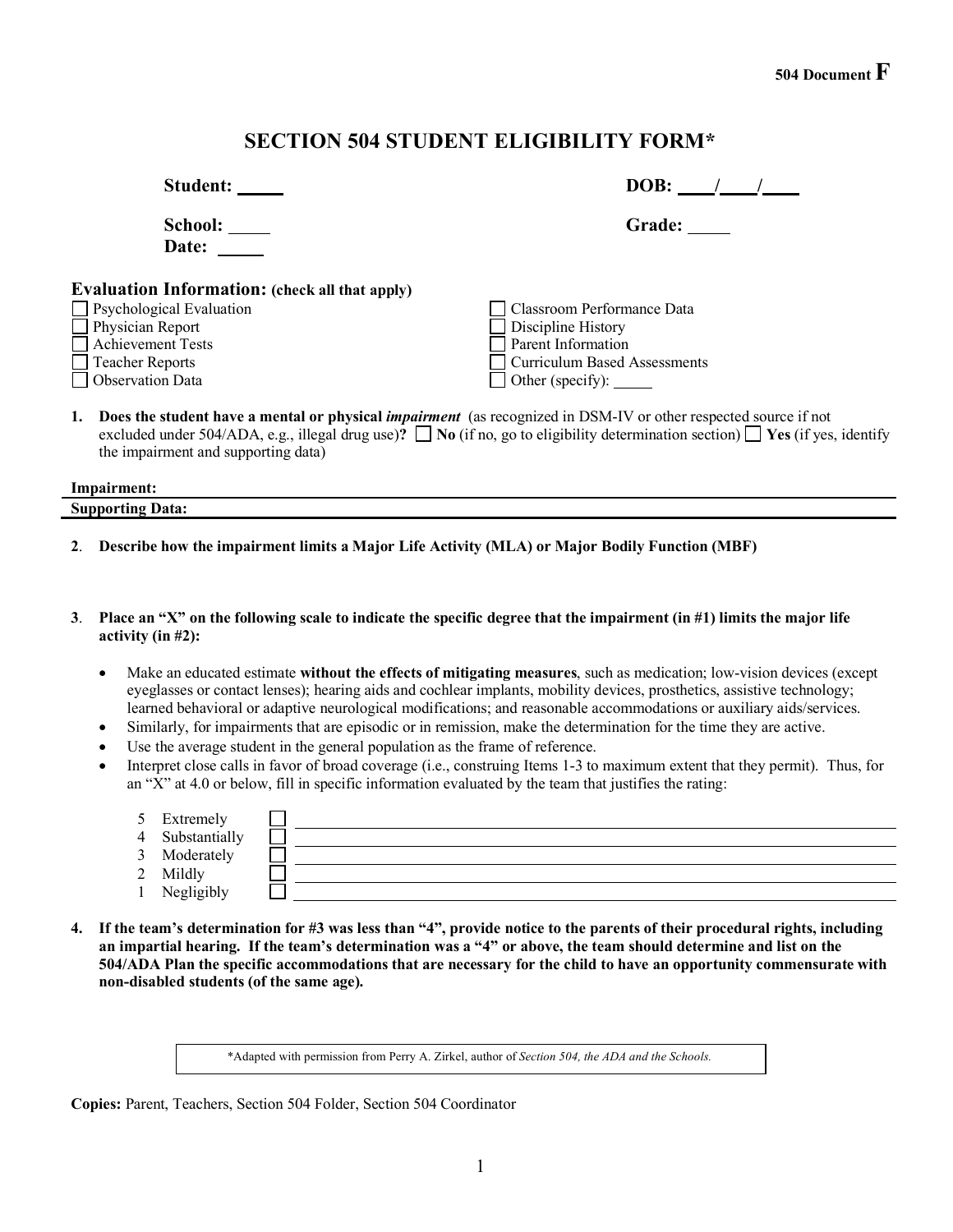504 Document **F**

# SECTION 504 STUDENT ELIGIBILITY FORM*

**Student:** _____ **DOB:** ____/____/____

**School:** _____ **Grade:** _____

**Date:** _____

## Evaluation Information: (check all that apply)

- ☐ Psychological Evaluation
- ☐ Physician Report
- ☐ Achievement Tests
- ☐ Teacher Reports
- ☐ Observation Data
- ☐ Classroom Performance Data
- ☐ Discipline History
- ☐ Parent Information
- ☐ Curriculum Based Assessments
- ☐ Other (specify): _____

1. **Does the student have a mental or physical *impairment*** (as recognized in DSM-IV or other respected source if not excluded under 504/ADA, e.g., illegal drug use)**?** ☐ **No** (if no, go to eligibility determination section) ☐ **Yes** (if yes, identify the impairment and supporting data)

**Impairment:**

**Supporting Data:**

2. **Describe how the impairment limits a Major Life Activity (MLA) or Major Bodily Function (MBF)**

3. **Place an "X" on the following scale to indicate the specific degree that the impairment (in #1) limits the major life activity (in #2):**

   - Make an educated estimate **without the effects of mitigating measures**, such as medication; low-vision devices (except eyeglasses or contact lenses); hearing aids and cochlear implants, mobility devices, prosthetics, assistive technology; learned behavioral or adaptive neurological modifications; and reasonable accommodations or auxiliary aids/services.
   - Similarly, for impairments that are episodic or in remission, make the determination for the time they are active.
   - Use the average student in the general population as the frame of reference.
   - Interpret close calls in favor of broad coverage (i.e., construing Items 1-3 to maximum extent that they permit). Thus, for an "X" at 4.0 or below, fill in specific information evaluated by the team that justifies the rating:

   5 Extremely ☐ ______________________________

   4 Substantially ☐ ______________________________

   3 Moderately ☐ ______________________________

   2 Mildly ☐ ______________________________

   1 Negligibly ☐ ______________________________

4. **If the team's determination for #3 was less than "4", provide notice to the parents of their procedural rights, including an impartial hearing. If the team's determination was a "4" or above, the team should determine and list on the 504/ADA Plan the specific accommodations that are necessary for the child to have an opportunity commensurate with non-disabled students (of the same age).**

*Adapted with permission from Perry A. Zirkel, author of *Section 504, the ADA and the Schools.*

**Copies:** Parent, Teachers, Section 504 Folder, Section 504 Coordinator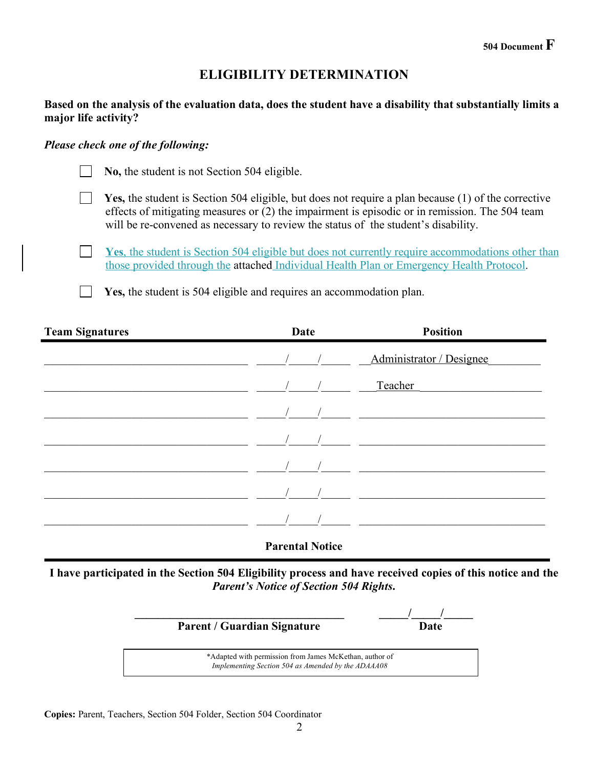504 Document **F**

# ELIGIBILITY DETERMINATION

**Based on the analysis of the evaluation data, does the student have a disability that substantially limits a major life activity?**

*Please check one of the following:*

- ☐ **No,** the student is not Section 504 eligible.
- ☐ **Yes,** the student is Section 504 eligible, but does not require a plan because (1) of the corrective effects of mitigating measures or (2) the impairment is episodic or in remission. The 504 team will be re-convened as necessary to review the status of the student's disability.
- ☐ **Yes**, the student is Section 504 eligible but does not currently require accommodations other than those provided through the attached Individual Health Plan or Emergency Health Protocol.
- ☐ **Yes,** the student is 504 eligible and requires an accommodation plan.

| Team Signatures | Date | Position |
|---|---|---|
| ______________________ | \_\_\_\_/\_\_\_\_/\_\_\_\_ | Administrator / Designee |
| ______________________ | \_\_\_\_/\_\_\_\_/\_\_\_\_ | Teacher |
| ______________________ | \_\_\_\_/\_\_\_\_/\_\_\_\_ | ______________________ |
| ______________________ | \_\_\_\_/\_\_\_\_/\_\_\_\_ | ______________________ |
| ______________________ | \_\_\_\_/\_\_\_\_/\_\_\_\_ | ______________________ |
| ______________________ | \_\_\_\_/\_\_\_\_/\_\_\_\_ | ______________________ |
| ______________________ | \_\_\_\_/\_\_\_\_/\_\_\_\_ | ______________________ |

## Parental Notice

**I have participated in the Section 504 Eligibility process and have received copies of this notice and the *Parent's Notice of Section 504 Rights.***

______________________________ \_\_\_\_/\_\_\_\_/\_\_\_\_

**Parent / Guardian Signature** **Date**

*Adapted with permission from James McKethan, author of *Implementing Section 504 as Amended by the ADAAA08*

**Copies:** Parent, Teachers, Section 504 Folder, Section 504 Coordinator